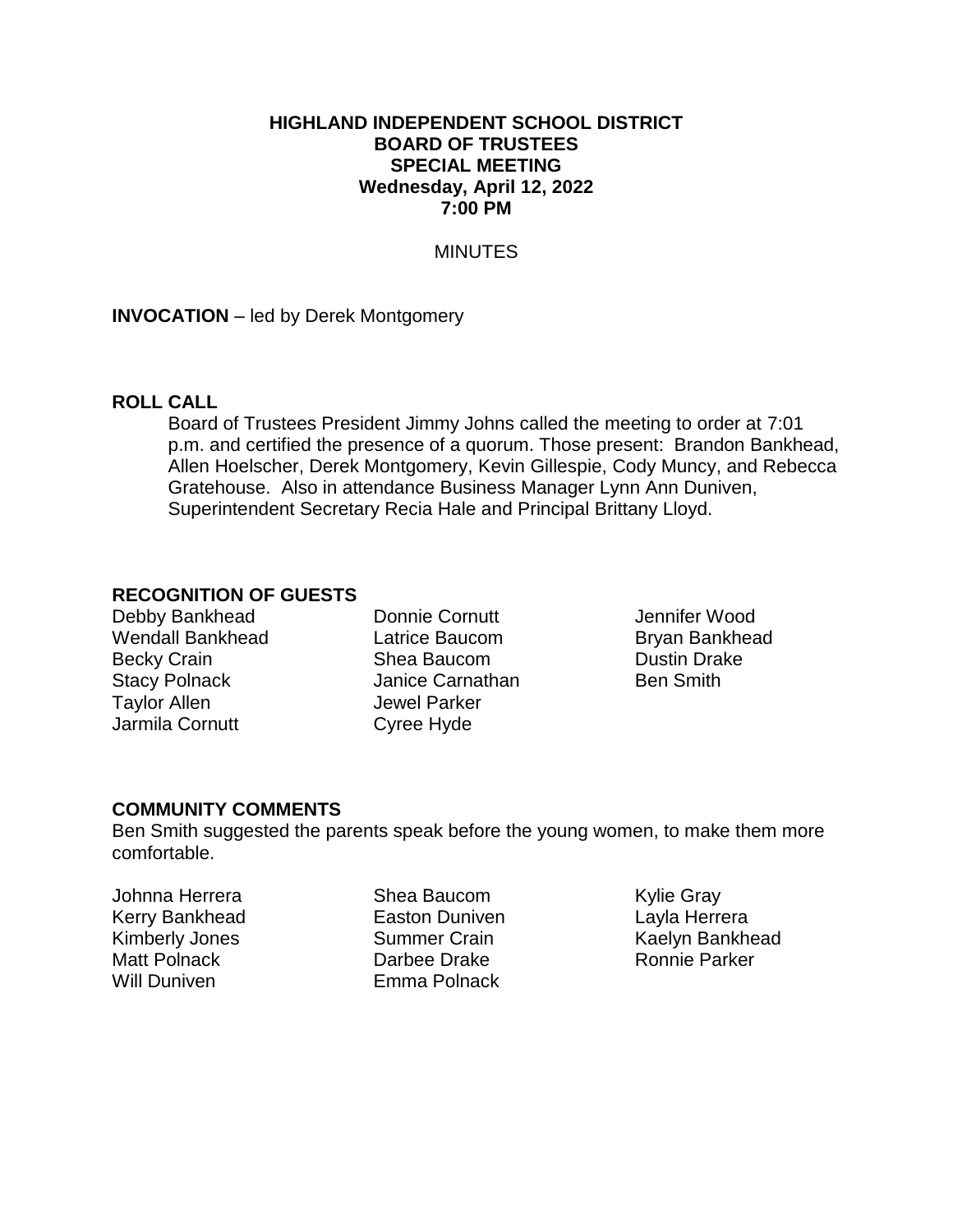**HIGHLAND INDEPENDENT SCHOOL DISTRICT**
**BOARD OF TRUSTEES**
**SPECIAL MEETING**
**Wednesday, April 12, 2022**
**7:00 PM**

MINUTES

**INVOCATION** – led by Derek Montgomery

**ROLL CALL**

Board of Trustees President Jimmy Johns called the meeting to order at 7:01 p.m. and certified the presence of a quorum. Those present: Brandon Bankhead, Allen Hoelscher, Derek Montgomery, Kevin Gillespie, Cody Muncy, and Rebecca Gratehouse. Also in attendance Business Manager Lynn Ann Duniven, Superintendent Secretary Recia Hale and Principal Brittany Lloyd.

**RECOGNITION OF GUESTS**

Debby Bankhead
Wendall Bankhead
Becky Crain
Stacy Polnack
Taylor Allen
Jarmila Cornutt
Donnie Cornutt
Latrice Baucom
Shea Baucom
Janice Carnathan
Jewel Parker
Cyree Hyde
Jennifer Wood
Bryan Bankhead
Dustin Drake
Ben Smith

**COMMUNITY COMMENTS**

Ben Smith suggested the parents speak before the young women, to make them more comfortable.

Johnna Herrera
Kerry Bankhead
Kimberly Jones
Matt Polnack
Will Duniven
Shea Baucom
Easton Duniven
Summer Crain
Darbee Drake
Emma Polnack
Kylie Gray
Layla Herrera
Kaelyn Bankhead
Ronnie Parker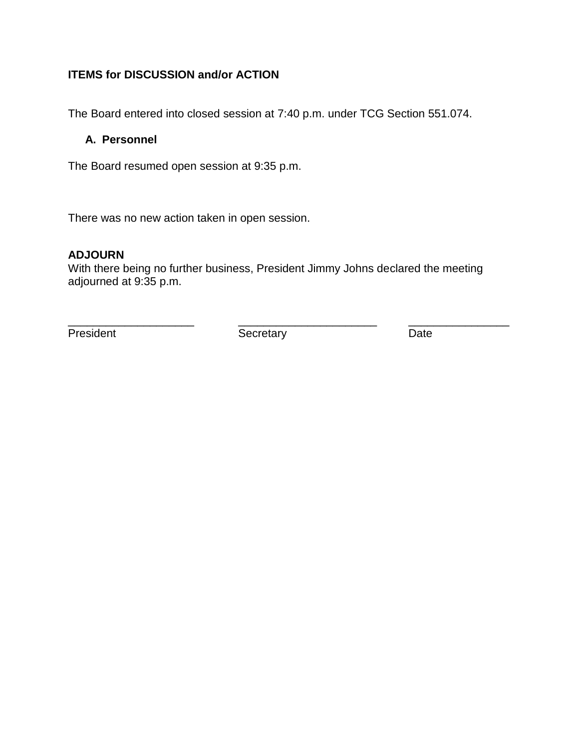**ITEMS for DISCUSSION and/or ACTION**

The Board entered into closed session at 7:40 p.m. under TCG Section 551.074.

**A. Personnel**

The Board resumed open session at 9:35 p.m.

There was no new action taken in open session.

**ADJOURN**
With there being no further business, President Jimmy Johns declared the meeting adjourned at 9:35 p.m.

| | | |
|---|---|---|
| ____________________ | ______________________ | ________________ |
| President | Secretary | Date |